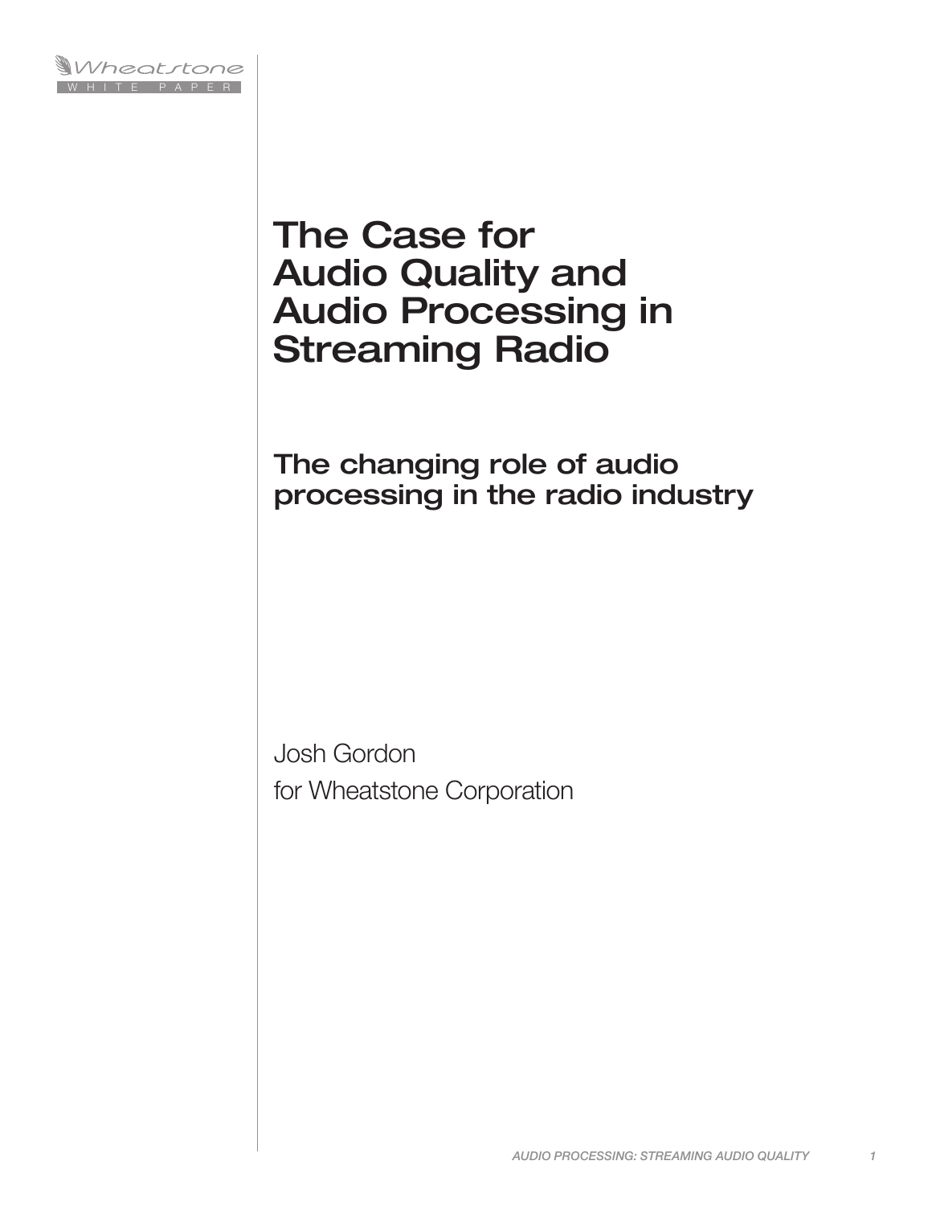Wheatstone
WHITE PAPER

# The Case for Audio Quality and Audio Processing in Streaming Radio

## The changing role of audio processing in the radio industry

Josh Gordon
for Wheatstone Corporation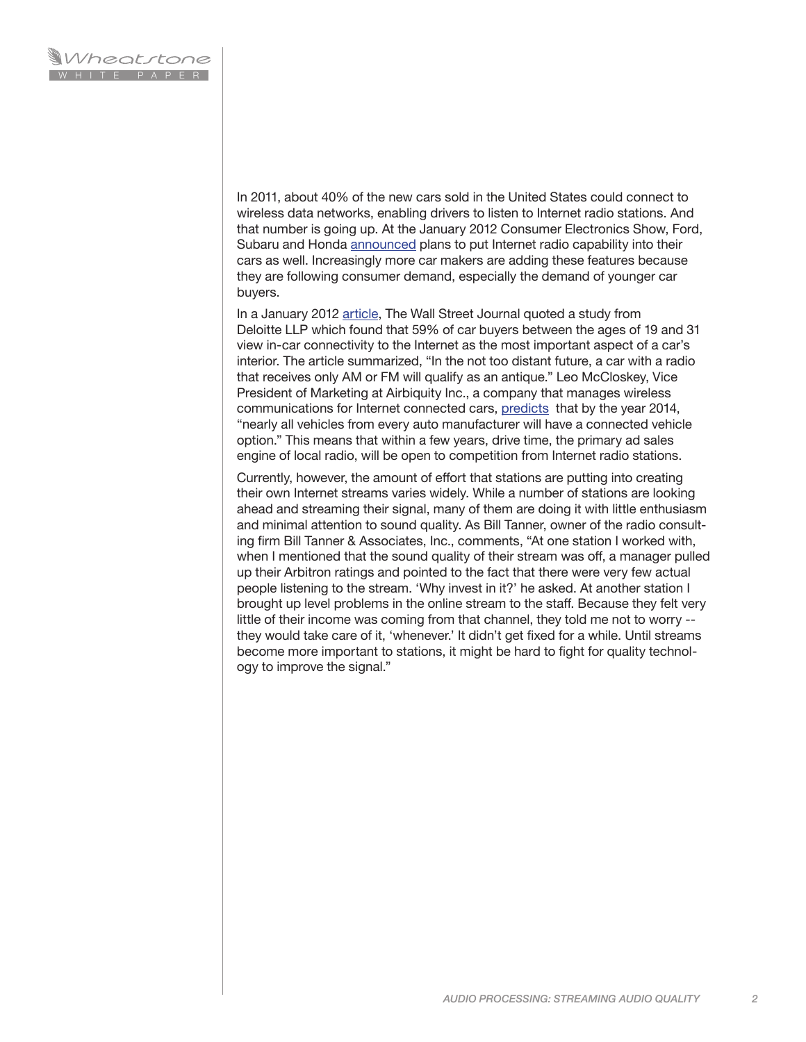In 2011, about 40% of the new cars sold in the United States could connect to wireless data networks, enabling drivers to listen to Internet radio stations. And that number is going up. At the January 2012 Consumer Electronics Show, Ford, Subaru and Honda announced plans to put Internet radio capability into their cars as well. Increasingly more car makers are adding these features because they are following consumer demand, especially the demand of younger car buyers.

In a January 2012 article, The Wall Street Journal quoted a study from Deloitte LLP which found that 59% of car buyers between the ages of 19 and 31 view in-car connectivity to the Internet as the most important aspect of a car's interior. The article summarized, "In the not too distant future, a car with a radio that receives only AM or FM will qualify as an antique." Leo McCloskey, Vice President of Marketing at Airbiquity Inc., a company that manages wireless communications for Internet connected cars, predicts that by the year 2014, "nearly all vehicles from every auto manufacturer will have a connected vehicle option." This means that within a few years, drive time, the primary ad sales engine of local radio, will be open to competition from Internet radio stations.

Currently, however, the amount of effort that stations are putting into creating their own Internet streams varies widely. While a number of stations are looking ahead and streaming their signal, many of them are doing it with little enthusiasm and minimal attention to sound quality. As Bill Tanner, owner of the radio consulting firm Bill Tanner & Associates, Inc., comments, "At one station I worked with, when I mentioned that the sound quality of their stream was off, a manager pulled up their Arbitron ratings and pointed to the fact that there were very few actual people listening to the stream. 'Why invest in it?' he asked. At another station I brought up level problems in the online stream to the staff. Because they felt very little of their income was coming from that channel, they told me not to worry -- they would take care of it, 'whenever.' It didn't get fixed for a while. Until streams become more important to stations, it might be hard to fight for quality technology to improve the signal."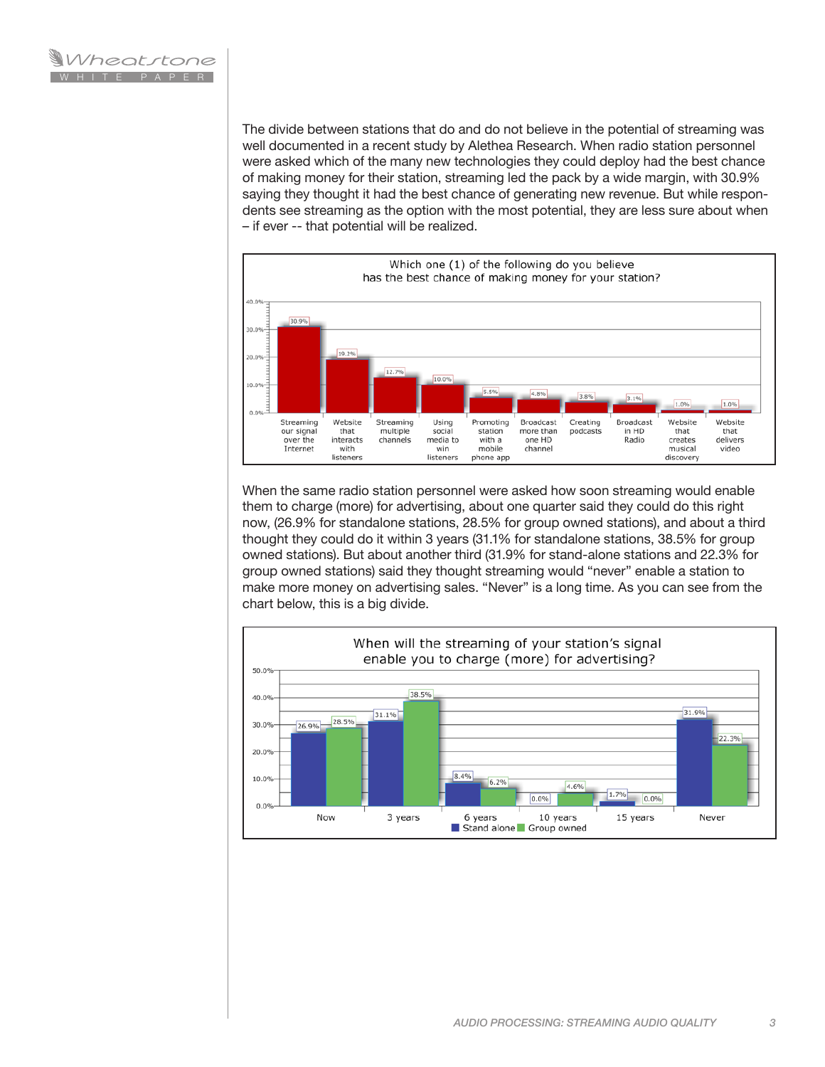The divide between stations that do and do not believe in the potential of streaming was well documented in a recent study by Alethea Research. When radio station personnel were asked which of the many new technologies they could deploy had the best chance of making money for their station, streaming led the pack by a wide margin, with 30.9% saying they thought it had the best chance of generating new revenue. But while respondents see streaming as the option with the most potential, they are less sure about when – if ever -- that potential will be realized.

**Which one (1) of the following do you believe has the best chance of making money for your station?**

| Option | Percentage |
|---|---|
| Streaming our signal over the Internet | 30.9% |
| Website that interacts with listeners | 19.2% |
| Streaming multiple channels | 12.7% |
| Using social media to win listeners | 10.0% |
| Promoting station with a mobile phone app | 5.5% |
| Broadcast more than one HD channel | 4.8% |
| Creating podcasts | 3.8% |
| Broadcast in HD Radio | 3.1% |
| Website that creates musical discovery | 1.0% |
| Website that delivers video | 1.0% |

When the same radio station personnel were asked how soon streaming would enable them to charge (more) for advertising, about one quarter said they could do this right now, (26.9% for standalone stations, 28.5% for group owned stations), and about a third thought they could do it within 3 years (31.1% for standalone stations, 38.5% for group owned stations). But about another third (31.9% for stand-alone stations and 22.3% for group owned stations) said they thought streaming would "never" enable a station to make more money on advertising sales. "Never" is a long time. As you can see from the chart below, this is a big divide.

**When will the streaming of your station's signal enable you to charge (more) for advertising?**

| | Stand alone | Group owned |
|---|---|---|
| Now | 26.9% | 28.5% |
| 3 years | 31.1% | 38.5% |
| 6 years | 8.4% | 6.2% |
| 10 years | 0.0% | 4.6% |
| 15 years | 1.7% | 0.0% |
| Never | 31.9% | 22.3% |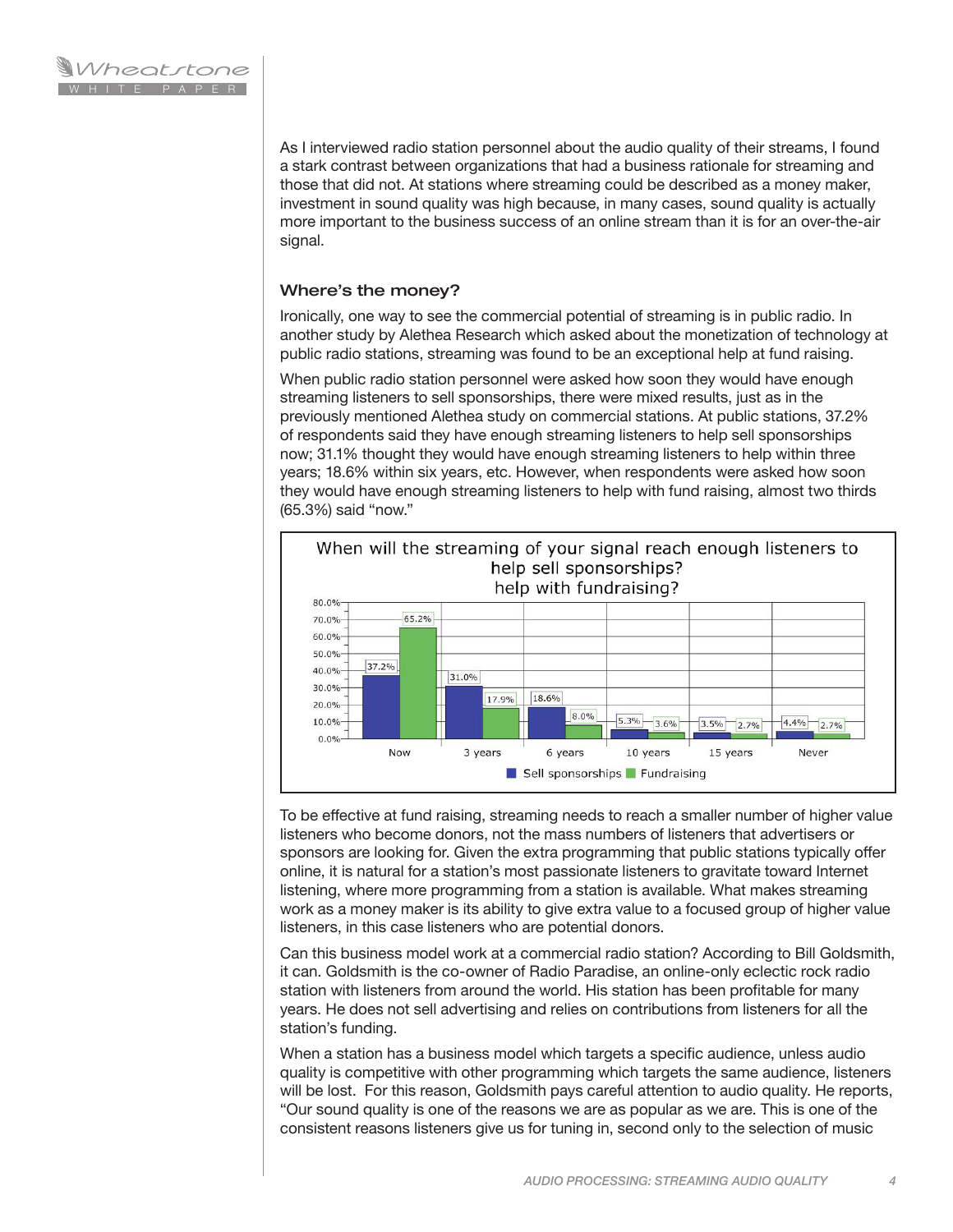As I interviewed radio station personnel about the audio quality of their streams, I found a stark contrast between organizations that had a business rationale for streaming and those that did not. At stations where streaming could be described as a money maker, investment in sound quality was high because, in many cases, sound quality is actually more important to the business success of an online stream than it is for an over-the-air signal.

### Where's the money?

Ironically, one way to see the commercial potential of streaming is in public radio. In another study by Alethea Research which asked about the monetization of technology at public radio stations, streaming was found to be an exceptional help at fund raising.

When public radio station personnel were asked how soon they would have enough streaming listeners to sell sponsorships, there were mixed results, just as in the previously mentioned Alethea study on commercial stations. At public stations, 37.2% of respondents said they have enough streaming listeners to help sell sponsorships now; 31.1% thought they would have enough streaming listeners to help within three years; 18.6% within six years, etc. However, when respondents were asked how soon they would have enough streaming listeners to help with fund raising, almost two thirds (65.3%) said "now."

**When will the streaming of your signal reach enough listeners to help sell sponsorships? help with fundraising?**

| | Now | 3 years | 6 years | 10 years | 15 years | Never |
|---|---|---|---|---|---|---|
| Sell sponsorships | 37.2% | 31.0% | 18.6% | 5.3% | 3.5% | 4.4% |
| Fundraising | 65.2% | 17.9% | 8.0% | 3.6% | 2.7% | 2.7% |

To be effective at fund raising, streaming needs to reach a smaller number of higher value listeners who become donors, not the mass numbers of listeners that advertisers or sponsors are looking for. Given the extra programming that public stations typically offer online, it is natural for a station's most passionate listeners to gravitate toward Internet listening, where more programming from a station is available. What makes streaming work as a money maker is its ability to give extra value to a focused group of higher value listeners, in this case listeners who are potential donors.

Can this business model work at a commercial radio station? According to Bill Goldsmith, it can. Goldsmith is the co-owner of Radio Paradise, an online-only eclectic rock radio station with listeners from around the world. His station has been profitable for many years. He does not sell advertising and relies on contributions from listeners for all the station's funding.

When a station has a business model which targets a specific audience, unless audio quality is competitive with other programming which targets the same audience, listeners will be lost. For this reason, Goldsmith pays careful attention to audio quality. He reports, "Our sound quality is one of the reasons we are as popular as we are. This is one of the consistent reasons listeners give us for tuning in, second only to the selection of music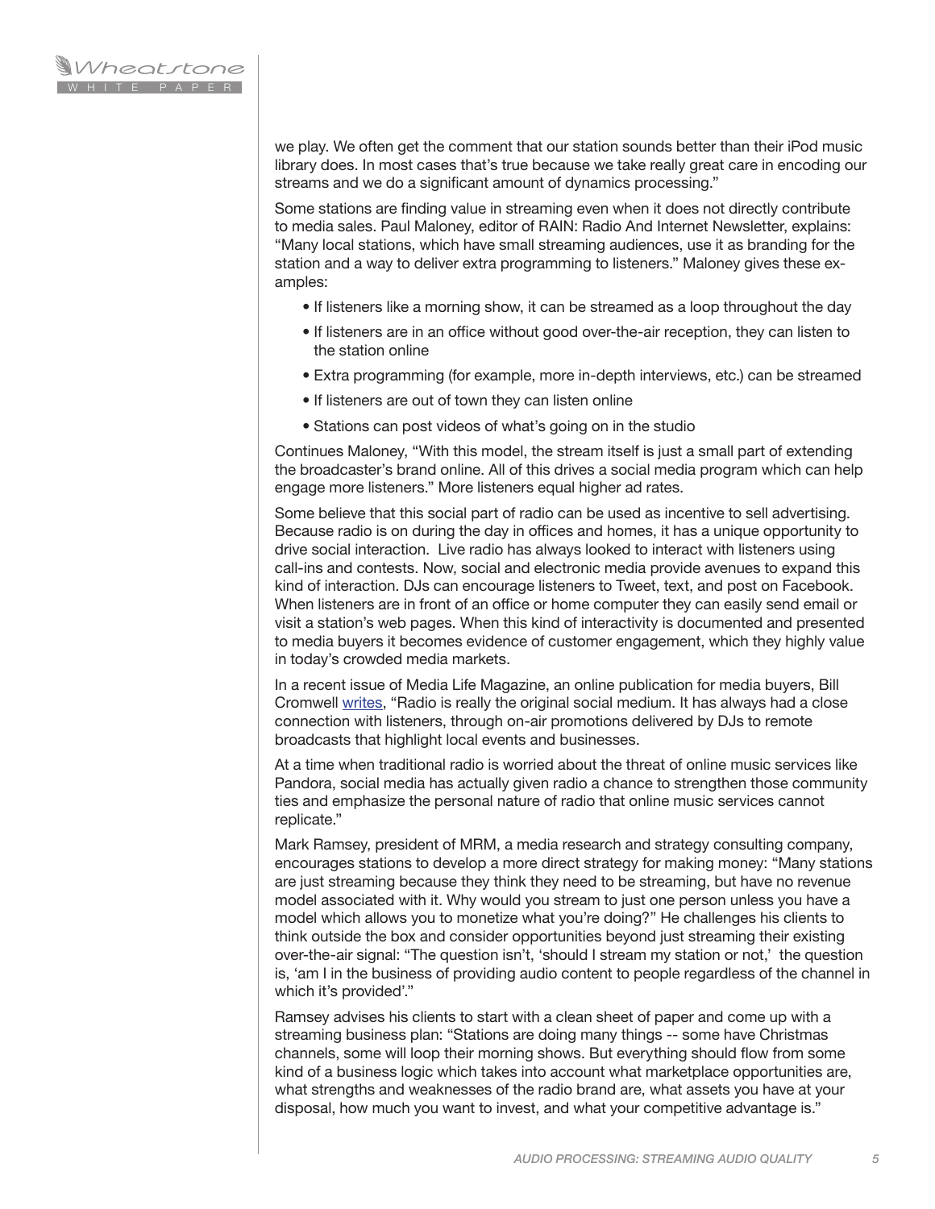we play. We often get the comment that our station sounds better than their iPod music library does. In most cases that's true because we take really great care in encoding our streams and we do a significant amount of dynamics processing."

Some stations are finding value in streaming even when it does not directly contribute to media sales. Paul Maloney, editor of RAIN: Radio And Internet Newsletter, explains: "Many local stations, which have small streaming audiences, use it as branding for the station and a way to deliver extra programming to listeners." Maloney gives these examples:

- If listeners like a morning show, it can be streamed as a loop throughout the day
- If listeners are in an office without good over-the-air reception, they can listen to the station online
- Extra programming (for example, more in-depth interviews, etc.) can be streamed
- If listeners are out of town they can listen online
- Stations can post videos of what's going on in the studio

Continues Maloney, "With this model, the stream itself is just a small part of extending the broadcaster's brand online. All of this drives a social media program which can help engage more listeners." More listeners equal higher ad rates.

Some believe that this social part of radio can be used as incentive to sell advertising. Because radio is on during the day in offices and homes, it has a unique opportunity to drive social interaction. Live radio has always looked to interact with listeners using call-ins and contests. Now, social and electronic media provide avenues to expand this kind of interaction. DJs can encourage listeners to Tweet, text, and post on Facebook. When listeners are in front of an office or home computer they can easily send email or visit a station's web pages. When this kind of interactivity is documented and presented to media buyers it becomes evidence of customer engagement, which they highly value in today's crowded media markets.

In a recent issue of Media Life Magazine, an online publication for media buyers, Bill Cromwell writes, "Radio is really the original social medium. It has always had a close connection with listeners, through on-air promotions delivered by DJs to remote broadcasts that highlight local events and businesses.

At a time when traditional radio is worried about the threat of online music services like Pandora, social media has actually given radio a chance to strengthen those community ties and emphasize the personal nature of radio that online music services cannot replicate."

Mark Ramsey, president of MRM, a media research and strategy consulting company, encourages stations to develop a more direct strategy for making money: "Many stations are just streaming because they think they need to be streaming, but have no revenue model associated with it. Why would you stream to just one person unless you have a model which allows you to monetize what you're doing?" He challenges his clients to think outside the box and consider opportunities beyond just streaming their existing over-the-air signal: "The question isn't, 'should I stream my station or not,' the question is, 'am I in the business of providing audio content to people regardless of the channel in which it's provided'."

Ramsey advises his clients to start with a clean sheet of paper and come up with a streaming business plan: "Stations are doing many things -- some have Christmas channels, some will loop their morning shows. But everything should flow from some kind of a business logic which takes into account what marketplace opportunities are, what strengths and weaknesses of the radio brand are, what assets you have at your disposal, how much you want to invest, and what your competitive advantage is."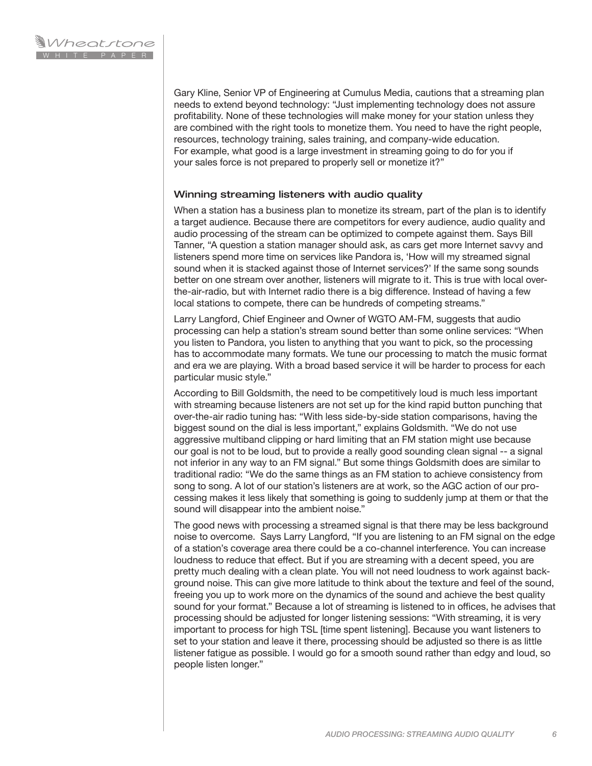Gary Kline, Senior VP of Engineering at Cumulus Media, cautions that a streaming plan needs to extend beyond technology: "Just implementing technology does not assure profitability. None of these technologies will make money for your station unless they are combined with the right tools to monetize them. You need to have the right people, resources, technology training, sales training, and company-wide education. For example, what good is a large investment in streaming going to do for you if your sales force is not prepared to properly sell or monetize it?"

### Winning streaming listeners with audio quality

When a station has a business plan to monetize its stream, part of the plan is to identify a target audience. Because there are competitors for every audience, audio quality and audio processing of the stream can be optimized to compete against them. Says Bill Tanner, "A question a station manager should ask, as cars get more Internet savvy and listeners spend more time on services like Pandora is, 'How will my streamed signal sound when it is stacked against those of Internet services?' If the same song sounds better on one stream over another, listeners will migrate to it. This is true with local over-the-air-radio, but with Internet radio there is a big difference. Instead of having a few local stations to compete, there can be hundreds of competing streams."

Larry Langford, Chief Engineer and Owner of WGTO AM-FM, suggests that audio processing can help a station's stream sound better than some online services: "When you listen to Pandora, you listen to anything that you want to pick, so the processing has to accommodate many formats. We tune our processing to match the music format and era we are playing. With a broad based service it will be harder to process for each particular music style."

According to Bill Goldsmith, the need to be competitively loud is much less important with streaming because listeners are not set up for the kind rapid button punching that over-the-air radio tuning has: "With less side-by-side station comparisons, having the biggest sound on the dial is less important," explains Goldsmith. "We do not use aggressive multiband clipping or hard limiting that an FM station might use because our goal is not to be loud, but to provide a really good sounding clean signal -- a signal not inferior in any way to an FM signal." But some things Goldsmith does are similar to traditional radio: "We do the same things as an FM station to achieve consistency from song to song. A lot of our station's listeners are at work, so the AGC action of our processing makes it less likely that something is going to suddenly jump at them or that the sound will disappear into the ambient noise."

The good news with processing a streamed signal is that there may be less background noise to overcome. Says Larry Langford, "If you are listening to an FM signal on the edge of a station's coverage area there could be a co-channel interference. You can increase loudness to reduce that effect. But if you are streaming with a decent speed, you are pretty much dealing with a clean plate. You will not need loudness to work against background noise. This can give more latitude to think about the texture and feel of the sound, freeing you up to work more on the dynamics of the sound and achieve the best quality sound for your format." Because a lot of streaming is listened to in offices, he advises that processing should be adjusted for longer listening sessions: "With streaming, it is very important to process for high TSL [time spent listening]. Because you want listeners to set to your station and leave it there, processing should be adjusted so there is as little listener fatigue as possible. I would go for a smooth sound rather than edgy and loud, so people listen longer."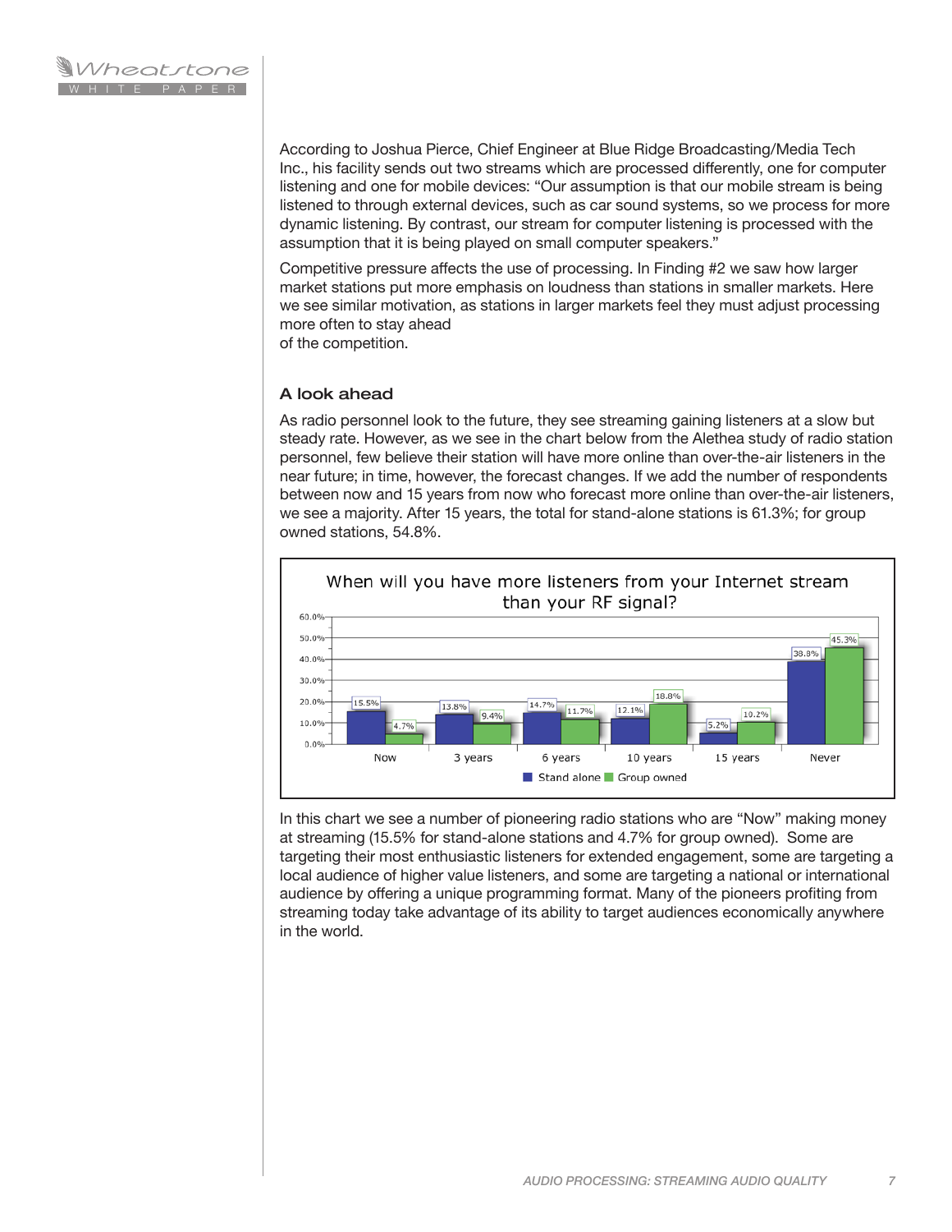According to Joshua Pierce, Chief Engineer at Blue Ridge Broadcasting/Media Tech Inc., his facility sends out two streams which are processed differently, one for computer listening and one for mobile devices: "Our assumption is that our mobile stream is being listened to through external devices, such as car sound systems, so we process for more dynamic listening. By contrast, our stream for computer listening is processed with the assumption that it is being played on small computer speakers."

Competitive pressure affects the use of processing. In Finding #2 we saw how larger market stations put more emphasis on loudness than stations in smaller markets. Here we see similar motivation, as stations in larger markets feel they must adjust processing more often to stay ahead of the competition.

### A look ahead

As radio personnel look to the future, they see streaming gaining listeners at a slow but steady rate. However, as we see in the chart below from the Alethea study of radio station personnel, few believe their station will have more online than over-the-air listeners in the near future; in time, however, the forecast changes. If we add the number of respondents between now and 15 years from now who forecast more online than over-the-air listeners, we see a majority. After 15 years, the total for stand-alone stations is 61.3%; for group owned stations, 54.8%.

**When will you have more listeners from your Internet stream than your RF signal?**

| | Now | 3 years | 6 years | 10 years | 15 years | Never |
|---|---|---|---|---|---|---|
| Stand alone | 15.5% | 13.8% | 14.7% | 12.1% | 5.2% | 38.8% |
| Group owned | 4.7% | 9.4% | 11.7% | 18.8% | 10.2% | 45.3% |

In this chart we see a number of pioneering radio stations who are "Now" making money at streaming (15.5% for stand-alone stations and 4.7% for group owned). Some are targeting their most enthusiastic listeners for extended engagement, some are targeting a local audience of higher value listeners, and some are targeting a national or international audience by offering a unique programming format. Many of the pioneers profiting from streaming today take advantage of its ability to target audiences economically anywhere in the world.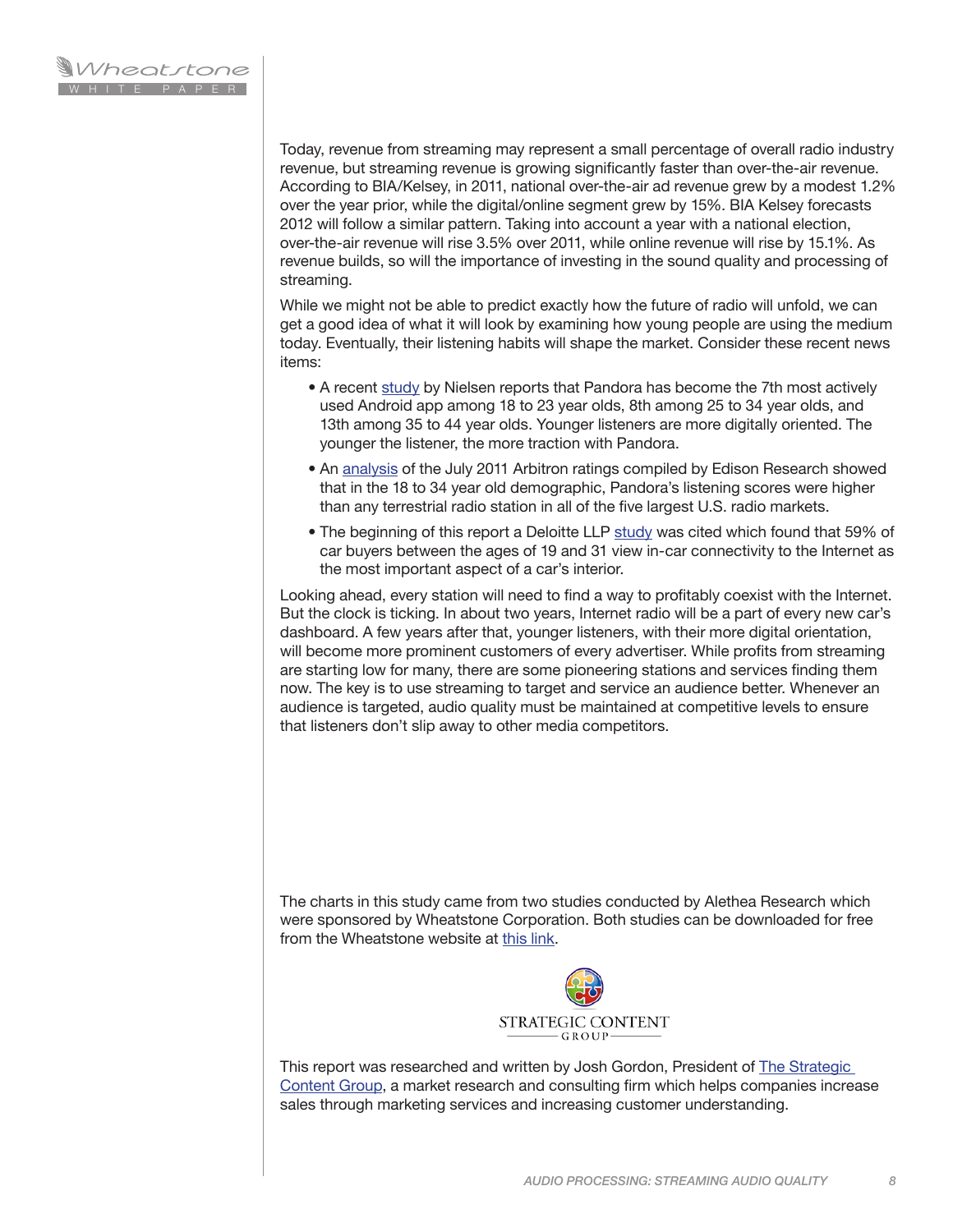Today, revenue from streaming may represent a small percentage of overall radio industry revenue, but streaming revenue is growing significantly faster than over-the-air revenue. According to BIA/Kelsey, in 2011, national over-the-air ad revenue grew by a modest 1.2% over the year prior, while the digital/online segment grew by 15%. BIA Kelsey forecasts 2012 will follow a similar pattern. Taking into account a year with a national election, over-the-air revenue will rise 3.5% over 2011, while online revenue will rise by 15.1%. As revenue builds, so will the importance of investing in the sound quality and processing of streaming.

While we might not be able to predict exactly how the future of radio will unfold, we can get a good idea of what it will look by examining how young people are using the medium today. Eventually, their listening habits will shape the market. Consider these recent news items:

- A recent study by Nielsen reports that Pandora has become the 7th most actively used Android app among 18 to 23 year olds, 8th among 25 to 34 year olds, and 13th among 35 to 44 year olds. Younger listeners are more digitally oriented. The younger the listener, the more traction with Pandora.
- An analysis of the July 2011 Arbitron ratings compiled by Edison Research showed that in the 18 to 34 year old demographic, Pandora's listening scores were higher than any terrestrial radio station in all of the five largest U.S. radio markets.
- The beginning of this report a Deloitte LLP study was cited which found that 59% of car buyers between the ages of 19 and 31 view in-car connectivity to the Internet as the most important aspect of a car's interior.

Looking ahead, every station will need to find a way to profitably coexist with the Internet. But the clock is ticking. In about two years, Internet radio will be a part of every new car's dashboard. A few years after that, younger listeners, with their more digital orientation, will become more prominent customers of every advertiser. While profits from streaming are starting low for many, there are some pioneering stations and services finding them now. The key is to use streaming to target and service an audience better. Whenever an audience is targeted, audio quality must be maintained at competitive levels to ensure that listeners don't slip away to other media competitors.

The charts in this study came from two studies conducted by Alethea Research which were sponsored by Wheatstone Corporation. Both studies can be downloaded for free from the Wheatstone website at this link.

STRATEGIC CONTENT GROUP

This report was researched and written by Josh Gordon, President of The Strategic Content Group, a market research and consulting firm which helps companies increase sales through marketing services and increasing customer understanding.